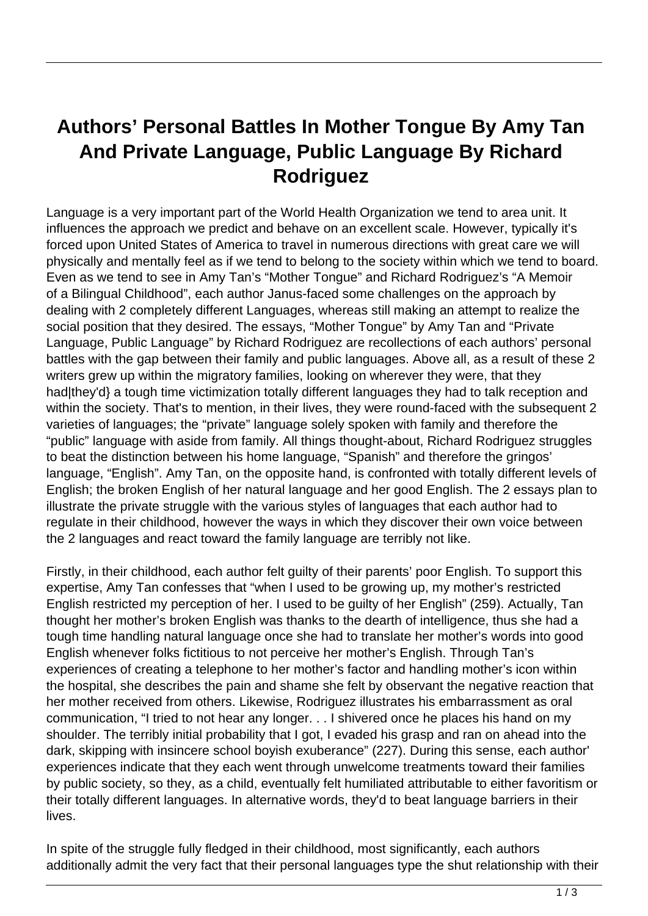# Authors' Personal Battles In Mother Tongue By Amy Tan And Private Language, Public Language By Richard Rodriguez

Language is a very important part of the World Health Organization we tend to area unit. It influences the approach we predict and behave on an excellent scale. However, typically it's forced upon United States of America to travel in numerous directions with great care we will physically and mentally feel as if we tend to belong to the society within which we tend to board. Even as we tend to see in Amy Tan's "Mother Tongue" and Richard Rodriguez's "A Memoir of a Bilingual Childhood", each author Janus-faced some challenges on the approach by dealing with 2 completely different Languages, whereas still making an attempt to realize the social position that they desired. The essays, "Mother Tongue" by Amy Tan and "Private Language, Public Language" by Richard Rodriguez are recollections of each authors' personal battles with the gap between their family and public languages. Above all, as a result of these 2 writers grew up within the migratory families, looking on wherever they were, that they had|they'd} a tough time victimization totally different languages they had to talk reception and within the society. That's to mention, in their lives, they were round-faced with the subsequent 2 varieties of languages; the "private" language solely spoken with family and therefore the "public" language with aside from family. All things thought-about, Richard Rodriguez struggles to beat the distinction between his home language, "Spanish" and therefore the gringos' language, "English". Amy Tan, on the opposite hand, is confronted with totally different levels of English; the broken English of her natural language and her good English. The 2 essays plan to illustrate the private struggle with the various styles of languages that each author had to regulate in their childhood, however the ways in which they discover their own voice between the 2 languages and react toward the family language are terribly not like.

Firstly, in their childhood, each author felt guilty of their parents' poor English. To support this expertise, Amy Tan confesses that "when I used to be growing up, my mother's restricted English restricted my perception of her. I used to be guilty of her English" (259). Actually, Tan thought her mother's broken English was thanks to the dearth of intelligence, thus she had a tough time handling natural language once she had to translate her mother's words into good English whenever folks fictitious to not perceive her mother's English. Through Tan's experiences of creating a telephone to her mother's factor and handling mother's icon within the hospital, she describes the pain and shame she felt by observant the negative reaction that her mother received from others. Likewise, Rodriguez illustrates his embarrassment as oral communication, "I tried to not hear any longer. . . I shivered once he places his hand on my shoulder. The terribly initial probability that I got, I evaded his grasp and ran on ahead into the dark, skipping with insincere school boyish exuberance" (227). During this sense, each author' experiences indicate that they each went through unwelcome treatments toward their families by public society, so they, as a child, eventually felt humiliated attributable to either favoritism or their totally different languages. In alternative words, they'd to beat language barriers in their lives.

In spite of the struggle fully fledged in their childhood, most significantly, each authors additionally admit the very fact that their personal languages type the shut relationship with their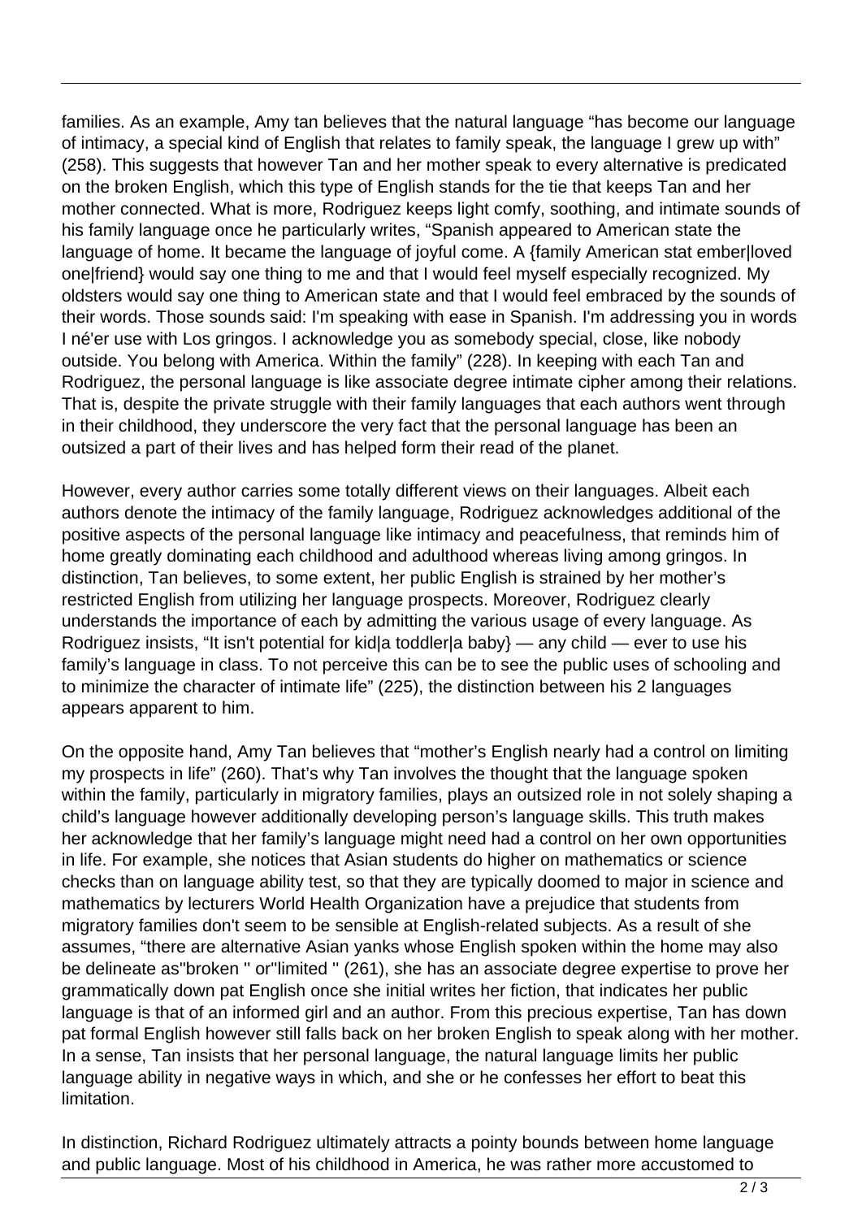families. As an example, Amy tan believes that the natural language "has become our language of intimacy, a special kind of English that relates to family speak, the language I grew up with" (258). This suggests that however Tan and her mother speak to every alternative is predicated on the broken English, which this type of English stands for the tie that keeps Tan and her mother connected. What is more, Rodriguez keeps light comfy, soothing, and intimate sounds of his family language once he particularly writes, "Spanish appeared to American state the language of home. It became the language of joyful come. A {family American stat ember|loved one|friend} would say one thing to me and that I would feel myself especially recognized. My oldsters would say one thing to American state and that I would feel embraced by the sounds of their words. Those sounds said: I'm speaking with ease in Spanish. I'm addressing you in words I né'er use with Los gringos. I acknowledge you as somebody special, close, like nobody outside. You belong with America. Within the family" (228). In keeping with each Tan and Rodriguez, the personal language is like associate degree intimate cipher among their relations. That is, despite the private struggle with their family languages that each authors went through in their childhood, they underscore the very fact that the personal language has been an outsized a part of their lives and has helped form their read of the planet.

However, every author carries some totally different views on their languages. Albeit each authors denote the intimacy of the family language, Rodriguez acknowledges additional of the positive aspects of the personal language like intimacy and peacefulness, that reminds him of home greatly dominating each childhood and adulthood whereas living among gringos. In distinction, Tan believes, to some extent, her public English is strained by her mother's restricted English from utilizing her language prospects. Moreover, Rodriguez clearly understands the importance of each by admitting the various usage of every language. As Rodriguez insists, "It isn't potential for kid|a toddler|a baby} — any child — ever to use his family's language in class. To not perceive this can be to see the public uses of schooling and to minimize the character of intimate life" (225), the distinction between his 2 languages appears apparent to him.

On the opposite hand, Amy Tan believes that "mother's English nearly had a control on limiting my prospects in life" (260). That's why Tan involves the thought that the language spoken within the family, particularly in migratory families, plays an outsized role in not solely shaping a child's language however additionally developing person's language skills. This truth makes her acknowledge that her family's language might need had a control on her own opportunities in life. For example, she notices that Asian students do higher on mathematics or science checks than on language ability test, so that they are typically doomed to major in science and mathematics by lecturers World Health Organization have a prejudice that students from migratory families don't seem to be sensible at English-related subjects. As a result of she assumes, "there are alternative Asian yanks whose English spoken within the home may also be delineate as"broken " or"limited " (261), she has an associate degree expertise to prove her grammatically down pat English once she initial writes her fiction, that indicates her public language is that of an informed girl and an author. From this precious expertise, Tan has down pat formal English however still falls back on her broken English to speak along with her mother. In a sense, Tan insists that her personal language, the natural language limits her public language ability in negative ways in which, and she or he confesses her effort to beat this limitation.

In distinction, Richard Rodriguez ultimately attracts a pointy bounds between home language and public language. Most of his childhood in America, he was rather more accustomed to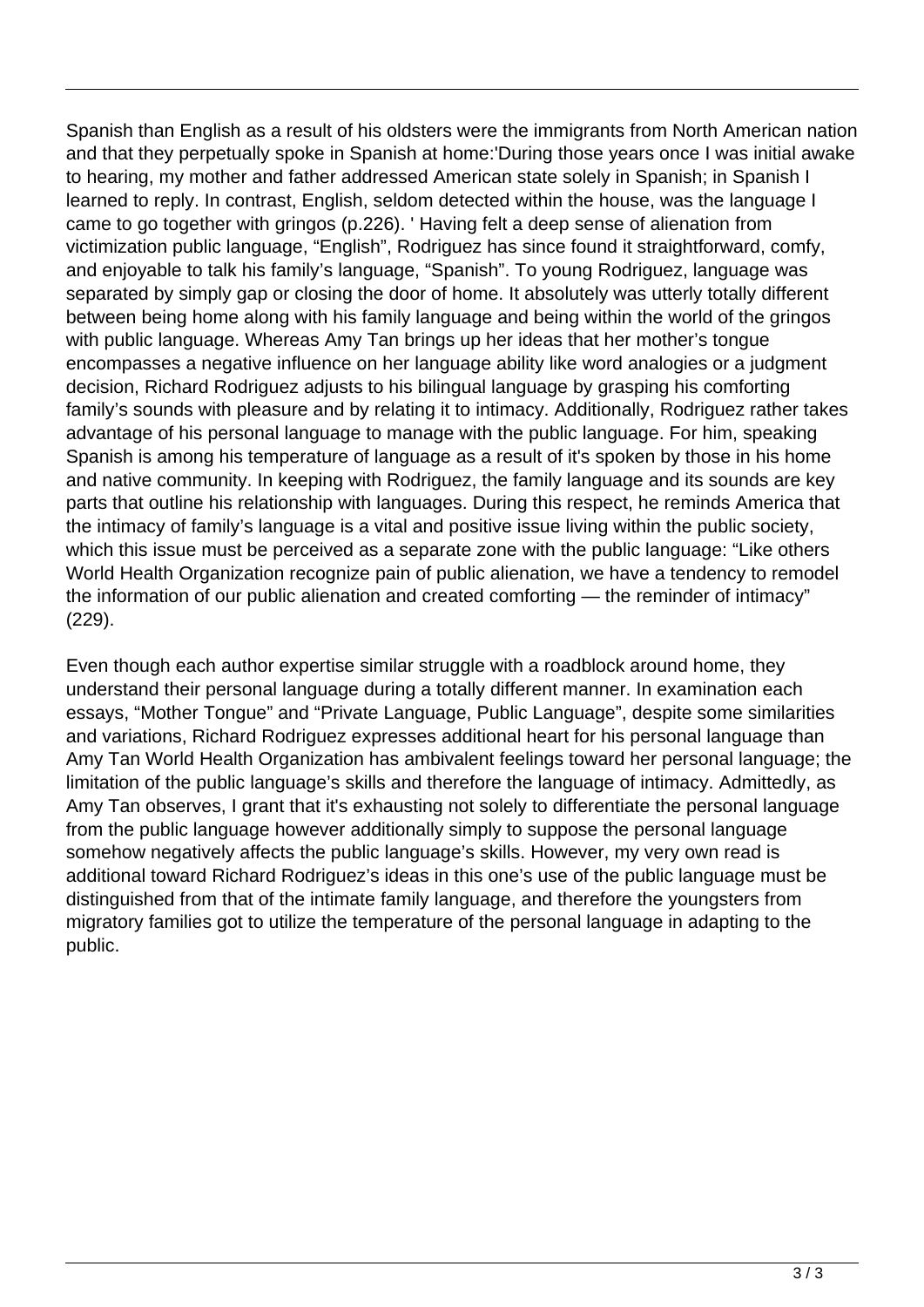Spanish than English as a result of his oldsters were the immigrants from North American nation and that they perpetually spoke in Spanish at home:'During those years once I was initial awake to hearing, my mother and father addressed American state solely in Spanish; in Spanish I learned to reply. In contrast, English, seldom detected within the house, was the language I came to go together with gringos (p.226). ' Having felt a deep sense of alienation from victimization public language, "English", Rodriguez has since found it straightforward, comfy, and enjoyable to talk his family's language, "Spanish". To young Rodriguez, language was separated by simply gap or closing the door of home. It absolutely was utterly totally different between being home along with his family language and being within the world of the gringos with public language. Whereas Amy Tan brings up her ideas that her mother's tongue encompasses a negative influence on her language ability like word analogies or a judgment decision, Richard Rodriguez adjusts to his bilingual language by grasping his comforting family's sounds with pleasure and by relating it to intimacy. Additionally, Rodriguez rather takes advantage of his personal language to manage with the public language. For him, speaking Spanish is among his temperature of language as a result of it's spoken by those in his home and native community. In keeping with Rodriguez, the family language and its sounds are key parts that outline his relationship with languages. During this respect, he reminds America that the intimacy of family's language is a vital and positive issue living within the public society, which this issue must be perceived as a separate zone with the public language: "Like others World Health Organization recognize pain of public alienation, we have a tendency to remodel the information of our public alienation and created comforting — the reminder of intimacy" (229).

Even though each author expertise similar struggle with a roadblock around home, they understand their personal language during a totally different manner. In examination each essays, "Mother Tongue" and "Private Language, Public Language", despite some similarities and variations, Richard Rodriguez expresses additional heart for his personal language than Amy Tan World Health Organization has ambivalent feelings toward her personal language; the limitation of the public language's skills and therefore the language of intimacy. Admittedly, as Amy Tan observes, I grant that it's exhausting not solely to differentiate the personal language from the public language however additionally simply to suppose the personal language somehow negatively affects the public language's skills. However, my very own read is additional toward Richard Rodriguez's ideas in this one's use of the public language must be distinguished from that of the intimate family language, and therefore the youngsters from migratory families got to utilize the temperature of the personal language in adapting to the public.